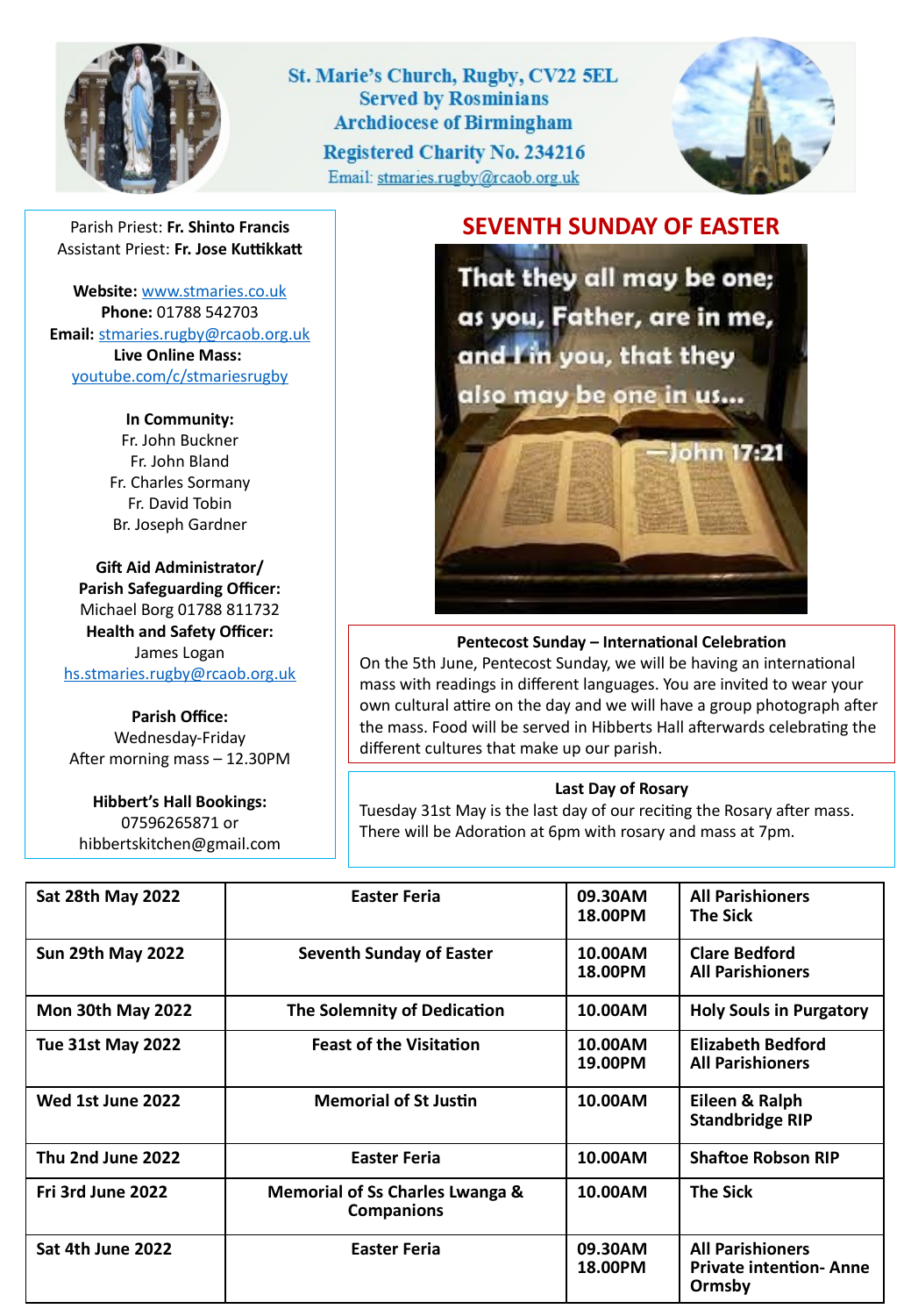St. Marie's Church, Rugby, CV22 5EL
Served by Rosminians
Archdiocese of Birmingham
Registered Charity No. 234216
Email: stmaries.rugby@rcaob.org.uk

Parish Priest: **Fr. Shinto Francis**
Assistant Priest: **Fr. Jose Kuttikkatt**

**Website:** www.stmaries.co.uk
**Phone:** 01788 542703
**Email:** stmaries.rugby@rcaob.org.uk
**Live Online Mass:**
youtube.com/c/stmariesrugby

**In Community:**
Fr. John Buckner
Fr. John Bland
Fr. Charles Sormany
Fr. David Tobin
Br. Joseph Gardner

**Gift Aid Administrator/ Parish Safeguarding Officer:**
Michael Borg 01788 811732
**Health and Safety Officer:**
James Logan
hs.stmaries.rugby@rcaob.org.uk

**Parish Office:**
Wednesday-Friday
After morning mass – 12.30PM

**Hibbert's Hall Bookings:**
07596265871 or
hibbertskitchen@gmail.com

# SEVENTH SUNDAY OF EASTER

That they all may be one; as you, Father, are in me, and I in you, that they also may be one in us...
—John 17:21

**Pentecost Sunday – International Celebration**

On the 5th June, Pentecost Sunday, we will be having an international mass with readings in different languages. You are invited to wear your own cultural attire on the day and we will have a group photograph after the mass. Food will be served in Hibberts Hall afterwards celebrating the different cultures that make up our parish.

**Last Day of Rosary**

Tuesday 31st May is the last day of our reciting the Rosary after mass. There will be Adoration at 6pm with rosary and mass at 7pm.

| Date | Celebration | Time | Intention |
|---|---|---|---|
| **Sat 28th May 2022** | **Easter Feria** | **09.30AM 18.00PM** | **All Parishioners The Sick** |
| **Sun 29th May 2022** | **Seventh Sunday of Easter** | **10.00AM 18.00PM** | **Clare Bedford All Parishioners** |
| **Mon 30th May 2022** | **The Solemnity of Dedication** | **10.00AM** | **Holy Souls in Purgatory** |
| **Tue 31st May 2022** | **Feast of the Visitation** | **10.00AM 19.00PM** | **Elizabeth Bedford All Parishioners** |
| **Wed 1st June 2022** | **Memorial of St Justin** | **10.00AM** | **Eileen & Ralph Standbridge RIP** |
| **Thu 2nd June 2022** | **Easter Feria** | **10.00AM** | **Shaftoe Robson RIP** |
| **Fri 3rd June 2022** | **Memorial of Ss Charles Lwanga & Companions** | **10.00AM** | **The Sick** |
| **Sat 4th June 2022** | **Easter Feria** | **09.30AM 18.00PM** | **All Parishioners Private intention- Anne Ormsby** |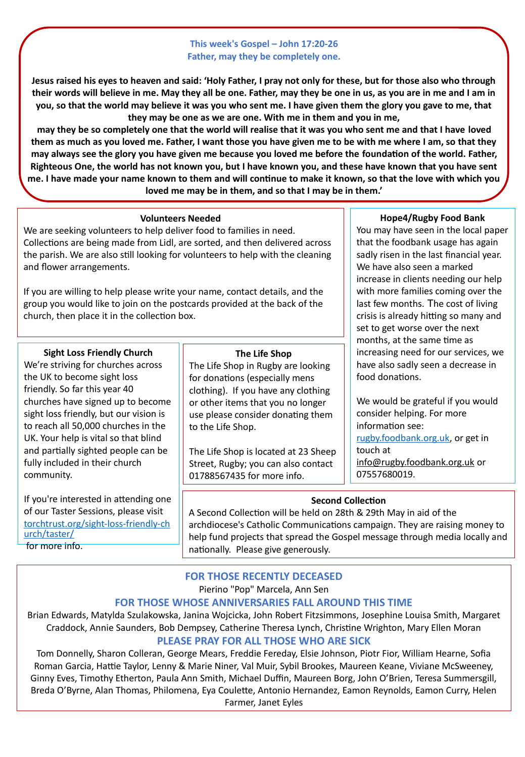## This week's Gospel – John 17:20-26
### Father, may they be completely one.

**Jesus raised his eyes to heaven and said: 'Holy Father, I pray not only for these, but for those also who through their words will believe in me. May they all be one. Father, may they be one in us, as you are in me and I am in you, so that the world may believe it was you who sent me. I have given them the glory you gave to me, that they may be one as we are one. With me in them and you in me, may they be so completely one that the world will realise that it was you who sent me and that I have loved them as much as you loved me. Father, I want those you have given me to be with me where I am, so that they may always see the glory you have given me because you loved me before the foundation of the world. Father, Righteous One, the world has not known you, but I have known you, and these have known that you have sent me. I have made your name known to them and will continue to make it known, so that the love with which you loved me may be in them, and so that I may be in them.'**

### Volunteers Needed

We are seeking volunteers to help deliver food to families in need. Collections are being made from Lidl, are sorted, and then delivered across the parish. We are also still looking for volunteers to help with the cleaning and flower arrangements.

If you are willing to help please write your name, contact details, and the group you would like to join on the postcards provided at the back of the church, then place it in the collection box.

### Sight Loss Friendly Church

We're striving for churches across the UK to become sight loss friendly. So far this year 40 churches have signed up to become sight loss friendly, but our vision is to reach all 50,000 churches in the UK. Your help is vital so that blind and partially sighted people can be fully included in their church community.

If you're interested in attending one of our Taster Sessions, please visit torchtrust.org/sight-loss-friendly-church/taster/ for more info.

### The Life Shop

The Life Shop in Rugby are looking for donations (especially mens clothing). If you have any clothing or other items that you no longer use please consider donating them to the Life Shop.

The Life Shop is located at 23 Sheep Street, Rugby; you can also contact 01788567435 for more info.

### Hope4/Rugby Food Bank

You may have seen in the local paper that the foodbank usage has again sadly risen in the last financial year. We have also seen a marked increase in clients needing our help with more families coming over the last few months. The cost of living crisis is already hitting so many and set to get worse over the next months, at the same time as increasing need for our services, we have also sadly seen a decrease in food donations.

We would be grateful if you would consider helping. For more information see: rugby.foodbank.org.uk, or get in touch at info@rugby.foodbank.org.uk or 07557680019.

### Second Collection

A Second Collection will be held on 28th & 29th May in aid of the archdiocese's Catholic Communications campaign. They are raising money to help fund projects that spread the Gospel message through media locally and nationally. Please give generously.

### FOR THOSE RECENTLY DECEASED

Pierino "Pop" Marcela, Ann Sen

### FOR THOSE WHOSE ANNIVERSARIES FALL AROUND THIS TIME

Brian Edwards, Matylda Szulakowska, Janina Wojcicka, John Robert Fitzsimmons, Josephine Louisa Smith, Margaret Craddock, Annie Saunders, Bob Dempsey, Catherine Theresa Lynch, Christine Wrighton, Mary Ellen Moran

### PLEASE PRAY FOR ALL THOSE WHO ARE SICK

Tom Donnelly, Sharon Colleran, George Mears, Freddie Fereday, Elsie Johnson, Piotr Fior, William Hearne, Sofia Roman Garcia, Hattie Taylor, Lenny & Marie Niner, Val Muir, Sybil Brookes, Maureen Keane, Viviane McSweeney, Ginny Eves, Timothy Etherton, Paula Ann Smith, Michael Duffin, Maureen Borg, John O'Brien, Teresa Summersgill, Breda O'Byrne, Alan Thomas, Philomena, Eya Coulette, Antonio Hernandez, Eamon Reynolds, Eamon Curry, Helen Farmer, Janet Eyles